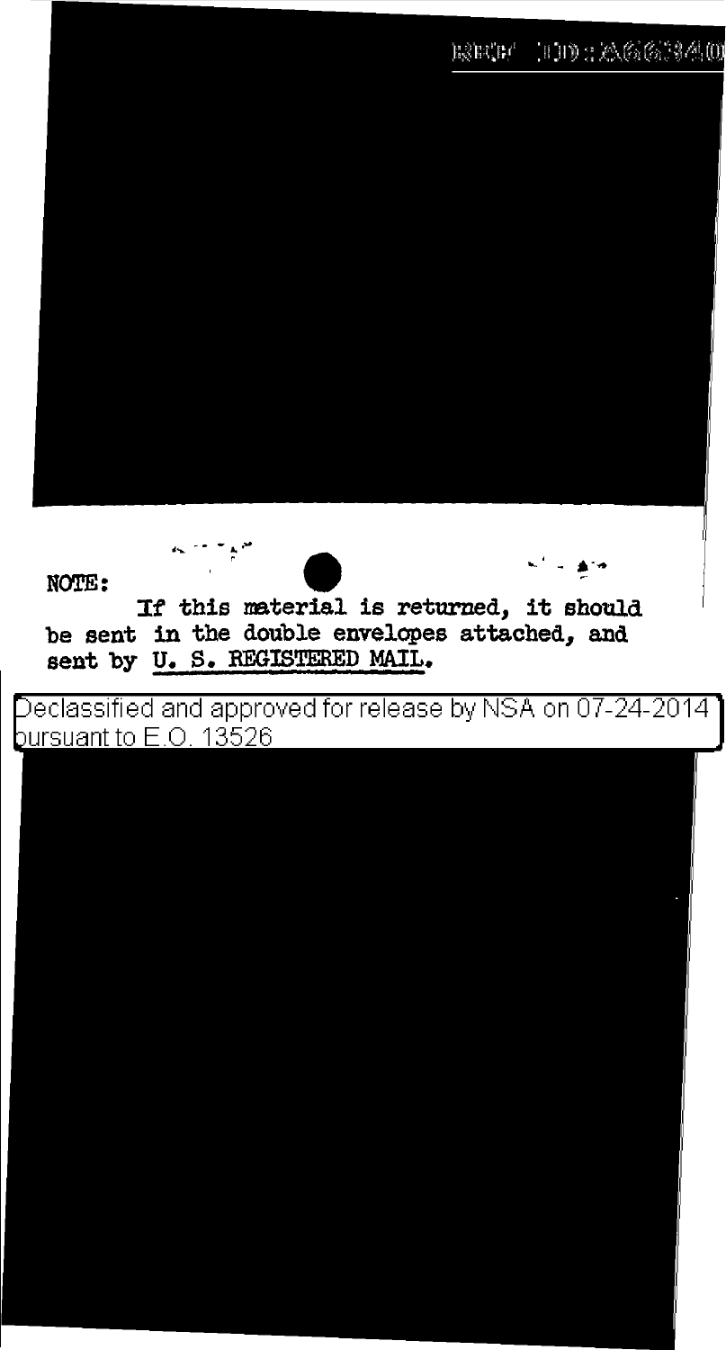NOTE:

If this material is returned, it should be sent in the double envelopes attached, and sent by U. S. REGISTERED MAIL.

Declassified and approved for release by NSA on 07-24-2014 pursuant to E.O. 13526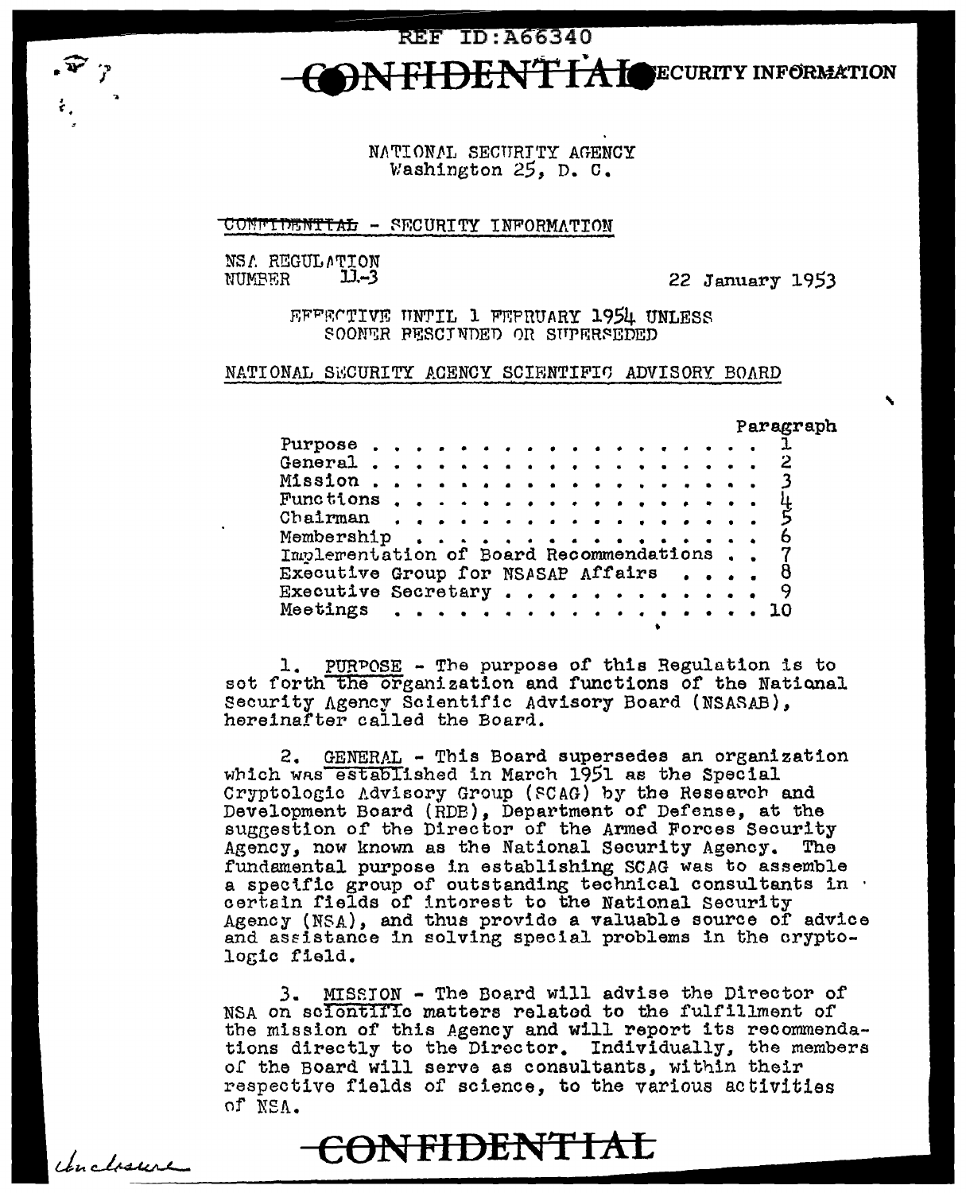CONFIDENTIAL - SECURITY INFORMATION

NATIONAL SECURITY AGENCY
Washington 25, D. C.

~~CONFIDENTIAL~~ - SECURITY INFORMATION

NSA REGULATION
NUMBER 11-3

22 January 1953

EFFECTIVE UNTIL 1 FEBRUARY 1954 UNLESS
SOONER RESCINDED OR SUPERSEDED

## NATIONAL SECURITY AGENCY SCIENTIFIC ADVISORY BOARD

| | Paragraph |
|---|---|
| Purpose | 1 |
| General | 2 |
| Mission | 3 |
| Functions | 4 |
| Chairman | 5 |
| Membership | 6 |
| Implementation of Board Recommendations | 7 |
| Executive Group for NSASAP Affairs | 8 |
| Executive Secretary | 9 |
| Meetings | 10 |

1. PURPOSE - The purpose of this Regulation is to set forth the organization and functions of the National Security Agency Scientific Advisory Board (NSASAB), hereinafter called the Board.

2. GENERAL - This Board supersedes an organization which was established in March 1951 as the Special Cryptologic Advisory Group (SCAG) by the Research and Development Board (RDB), Department of Defense, at the suggestion of the Director of the Armed Forces Security Agency, now known as the National Security Agency. The fundamental purpose in establishing SCAG was to assemble a specific group of outstanding technical consultants in certain fields of interest to the National Security Agency (NSA), and thus provide a valuable source of advice and assistance in solving special problems in the cryptologic field.

3. MISSION - The Board will advise the Director of NSA on scientific matters related to the fulfillment of the mission of this Agency and will report its recommendations directly to the Director. Individually, the members of the Board will serve as consultants, within their respective fields of science, to the various activities of NSA.

~~CONFIDENTIAL~~

Inclosure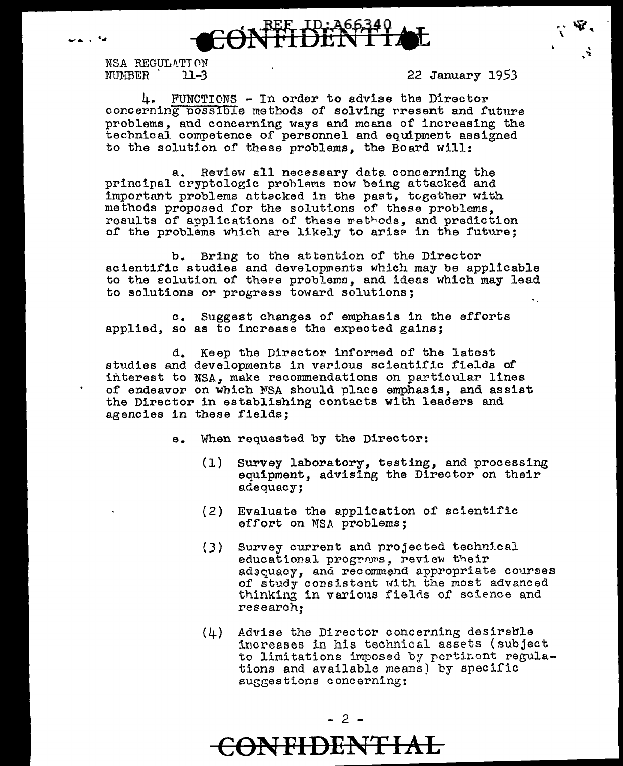NSA REGULATION
NUMBER 11-3

22 January 1953

4. FUNCTIONS - In order to advise the Director concerning possible methods of solving present and future problems, and concerning ways and means of increasing the technical competence of personnel and equipment assigned to the solution of these problems, the Board will:

a. Review all necessary data concerning the principal cryptologic problems now being attacked and important problems attacked in the past, together with methods proposed for the solutions of these problems, results of applications of these methods, and prediction of the problems which are likely to arise in the future;

b. Bring to the attention of the Director scientific studies and developments which may be applicable to the solution of these problems, and ideas which may lead to solutions or progress toward solutions;

c. Suggest changes of emphasis in the efforts applied, so as to increase the expected gains;

d. Keep the Director informed of the latest studies and developments in various scientific fields of interest to NSA, make recommendations on particular lines of endeavor on which NSA should place emphasis, and assist the Director in establishing contacts with leaders and agencies in these fields;

e. When requested by the Director:

(1) Survey laboratory, testing, and processing equipment, advising the Director on their adequacy;

(2) Evaluate the application of scientific effort on NSA problems;

(3) Survey current and projected technical educational programs, review their adequacy, and recommend appropriate courses of study consistent with the most advanced thinking in various fields of science and research;

(4) Advise the Director concerning desirable increases in his technical assets (subject to limitations imposed by pertinent regulations and available means) by specific suggestions concerning: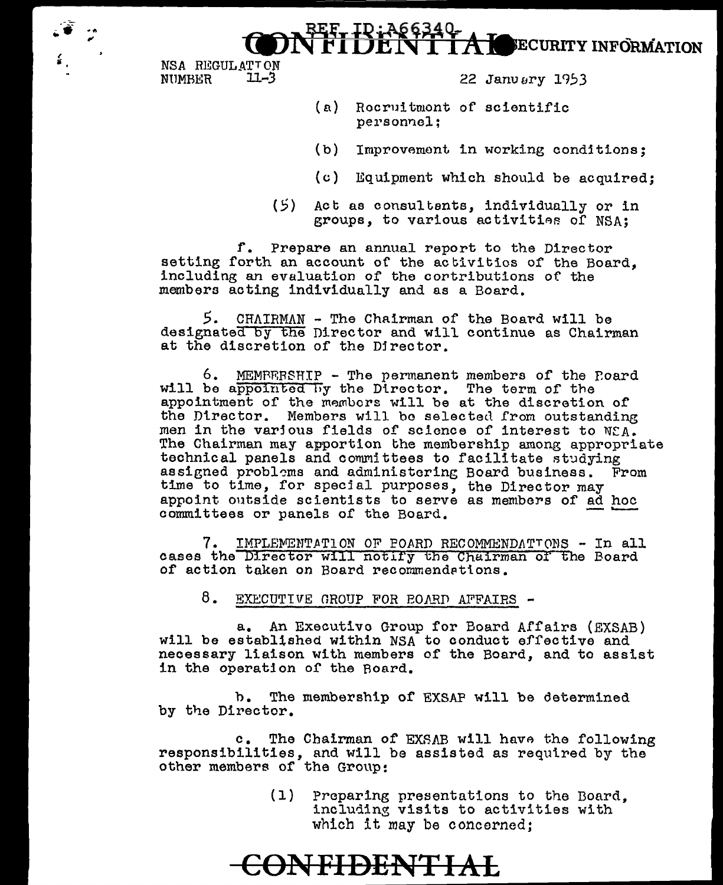(a) Recruitment of scientific personnel;

(b) Improvement in working conditions;

(c) Equipment which should be acquired;

(5) Act as consultants, individually or in groups, to various activities of NSA;

f. Prepare an annual report to the Director setting forth an account of the activities of the Board, including an evaluation of the contributions of the members acting individually and as a Board.

5. CHAIRMAN - The Chairman of the Board will be designated by the Director and will continue as Chairman at the discretion of the Director.

6. MEMBERSHIP - The permanent members of the Board will be appointed by the Director. The term of the appointment of the members will be at the discretion of the Director. Members will be selected from outstanding men in the various fields of science of interest to NSA. The Chairman may apportion the membership among appropriate technical panels and committees to facilitate studying assigned problems and administering Board business. From time to time, for special purposes, the Director may appoint outside scientists to serve as members of *ad hoc* committees or panels of the Board.

7. IMPLEMENTATION OF BOARD RECOMMENDATIONS - In all cases the Director will notify the Chairman of the Board of action taken on Board recommendations.

8. EXECUTIVE GROUP FOR BOARD AFFAIRS -

a. An Executive Group for Board Affairs (EXSAB) will be established within NSA to conduct effective and necessary liaison with members of the Board, and to assist in the operation of the Board.

b. The membership of EXSAB will be determined by the Director.

c. The Chairman of EXSAB will have the following responsibilities, and will be assisted as required by the other members of the Group:

(1) Preparing presentations to the Board, including visits to activities with which it may be concerned;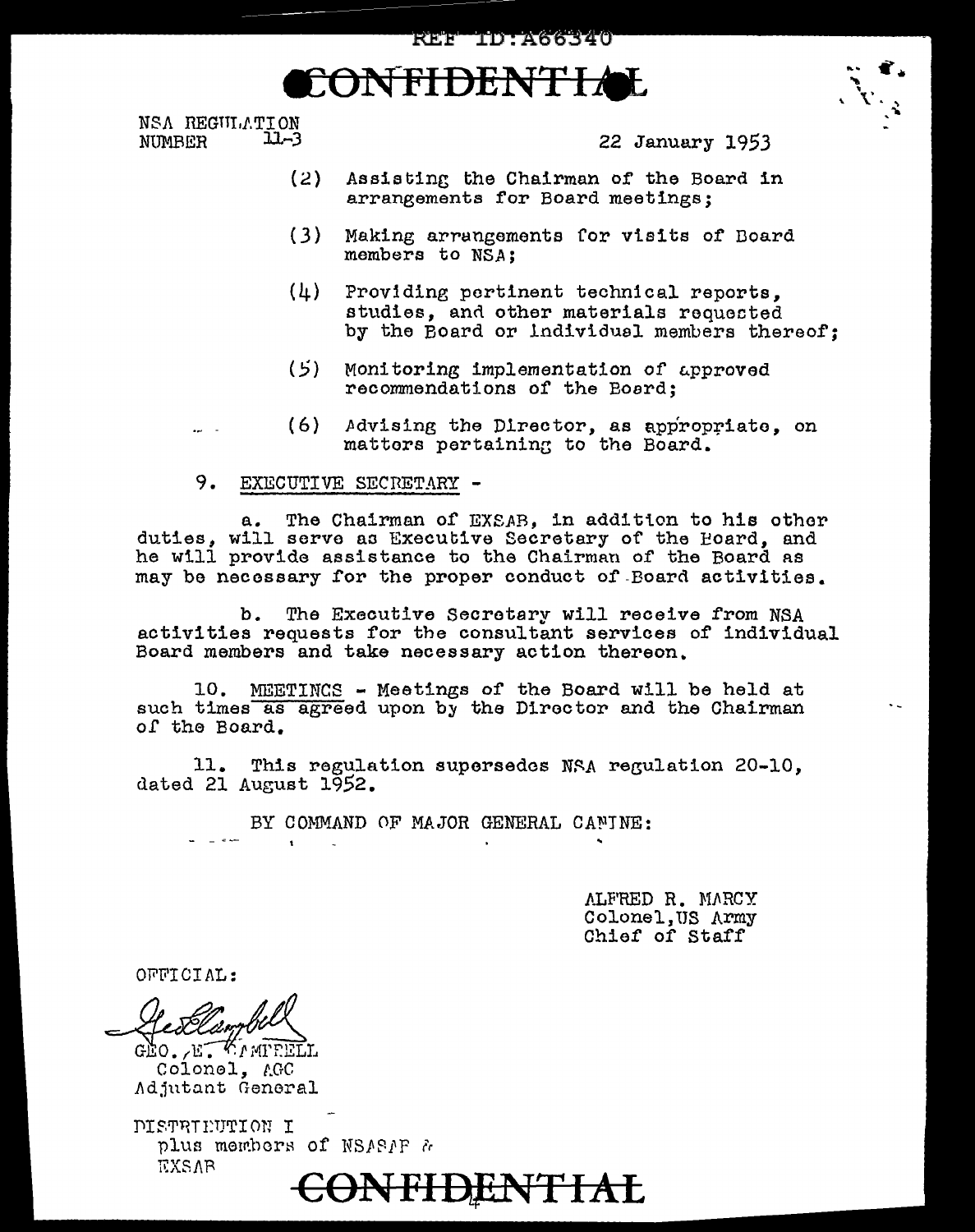CONFIDENTIAL

NSA REGULATION
NUMBER 11-3

22 January 1953

(2) Assisting the Chairman of the Board in arrangements for Board meetings;

(3) Making arrangements for visits of Board members to NSA;

(4) Providing pertinent technical reports, studies, and other materials requested by the Board or individual members thereof;

(5) Monitoring implementation of approved recommendations of the Board;

(6) Advising the Director, as appropriate, on matters pertaining to the Board.

9. EXECUTIVE SECRETARY -

a. The Chairman of EXSAB, in addition to his other duties, will serve as Executive Secretary of the Board, and he will provide assistance to the Chairman of the Board as may be necessary for the proper conduct of Board activities.

b. The Executive Secretary will receive from NSA activities requests for the consultant services of individual Board members and take necessary action thereon.

10. MEETINGS - Meetings of the Board will be held at such times as agreed upon by the Director and the Chairman of the Board.

11. This regulation supersedes NSA regulation 20-10, dated 21 August 1952.

BY COMMAND OF MAJOR GENERAL CANINE:

ALFRED R. MARCY
Colonel, US Army
Chief of Staff

OFFICIAL:

GEO. E. CAMPBELL
Colonel, AGC
Adjutant General

DISTRIBUTION I
plus members of NSASAB & EXSAB

CONFIDENTIAL